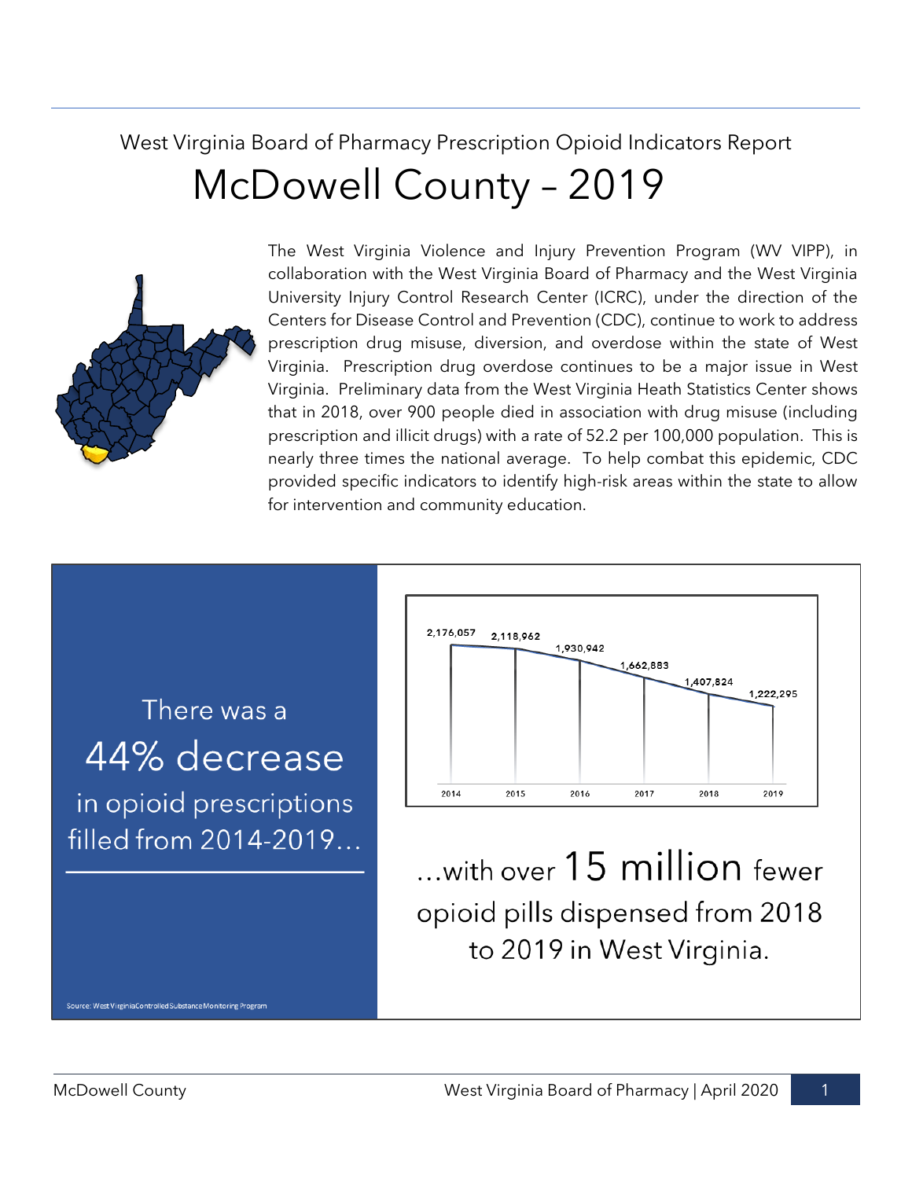West Virginia Board of Pharmacy Prescription Opioid Indicators Report

# McDowell County – 2019

The West Virginia Violence and Injury Prevention Program (WV VIPP), in collaboration with the West Virginia Board of Pharmacy and the West Virginia University Injury Control Research Center (ICRC), under the direction of the Centers for Disease Control and Prevention (CDC), continue to work to address prescription drug misuse, diversion, and overdose within the state of West Virginia. Prescription drug overdose continues to be a major issue in West Virginia. Preliminary data from the West Virginia Heath Statistics Center shows that in 2018, over 900 people died in association with drug misuse (including prescription and illicit drugs) with a rate of 52.2 per 100,000 population. This is nearly three times the national average. To help combat this epidemic, CDC provided specific indicators to identify high-risk areas within the state to allow for intervention and community education.

There was a **44% decrease** in opioid prescriptions filled from 2014-2019…

| 2014 | 2015 | 2016 | 2017 | 2018 | 2019 |
|---|---|---|---|---|---|
| 2,176,057 | 2,118,962 | 1,930,942 | 1,662,883 | 1,407,824 | 1,222,295 |

…with over **15 million** fewer opioid pills dispensed from 2018 to 2019 in West Virginia.

Source: West Virginia Controlled Substance Monitoring Program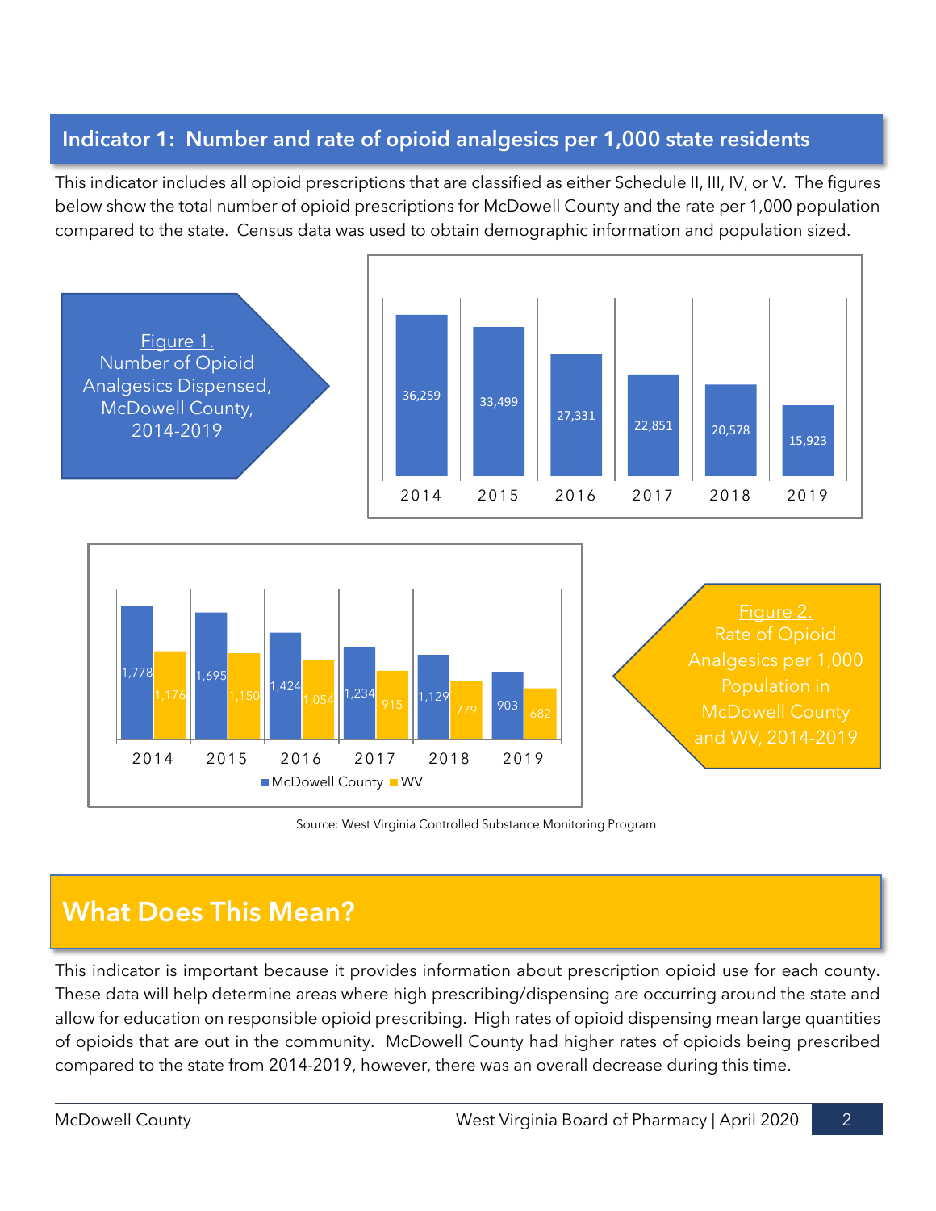## Indicator 1: Number and rate of opioid analgesics per 1,000 state residents

This indicator includes all opioid prescriptions that are classified as either Schedule II, III, IV, or V. The figures below show the total number of opioid prescriptions for McDowell County and the rate per 1,000 population compared to the state. Census data was used to obtain demographic information and population sized.

Figure 1. Number of Opioid Analgesics Dispensed, McDowell County, 2014-2019

| Year | Number Dispensed |
|---|---|
| 2014 | 36,259 |
| 2015 | 33,499 |
| 2016 | 27,331 |
| 2017 | 22,851 |
| 2018 | 20,578 |
| 2019 | 15,923 |

Figure 2. Rate of Opioid Analgesics per 1,000 Population in McDowell County and WV, 2014-2019

| Year | McDowell County | WV |
|---|---|---|
| 2014 | 1,778 | 1,176 |
| 2015 | 1,695 | 1,150 |
| 2016 | 1,424 | 1,054 |
| 2017 | 1,234 | 915 |
| 2018 | 1,129 | 779 |
| 2019 | 903 | 682 |

Source: West Virginia Controlled Substance Monitoring Program

## What Does This Mean?

This indicator is important because it provides information about prescription opioid use for each county. These data will help determine areas where high prescribing/dispensing are occurring around the state and allow for education on responsible opioid prescribing. High rates of opioid dispensing mean large quantities of opioids that are out in the community. McDowell County had higher rates of opioids being prescribed compared to the state from 2014-2019, however, there was an overall decrease during this time.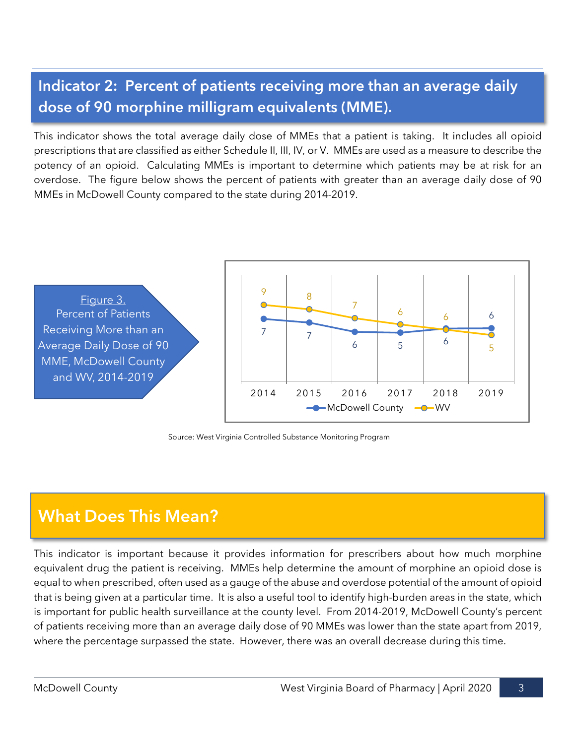## Indicator 2: Percent of patients receiving more than an average daily dose of 90 morphine milligram equivalents (MME).

This indicator shows the total average daily dose of MMEs that a patient is taking. It includes all opioid prescriptions that are classified as either Schedule II, III, IV, or V. MMEs are used as a measure to describe the potency of an opioid. Calculating MMEs is important to determine which patients may be at risk for an overdose. The figure below shows the percent of patients with greater than an average daily dose of 90 MMEs in McDowell County compared to the state during 2014-2019.

Figure 3. Percent of Patients Receiving More than an Average Daily Dose of 90 MME, McDowell County and WV, 2014-2019

| | 2014 | 2015 | 2016 | 2017 | 2018 | 2019 |
|---|---|---|---|---|---|---|
| McDowell County | 7 | 7 | 6 | 5 | 6 | 6 |
| WV | 9 | 8 | 7 | 6 | 6 | 5 |

Source: West Virginia Controlled Substance Monitoring Program

## What Does This Mean?

This indicator is important because it provides information for prescribers about how much morphine equivalent drug the patient is receiving. MMEs help determine the amount of morphine an opioid dose is equal to when prescribed, often used as a gauge of the abuse and overdose potential of the amount of opioid that is being given at a particular time. It is also a useful tool to identify high-burden areas in the state, which is important for public health surveillance at the county level. From 2014-2019, McDowell County's percent of patients receiving more than an average daily dose of 90 MMEs was lower than the state apart from 2019, where the percentage surpassed the state. However, there was an overall decrease during this time.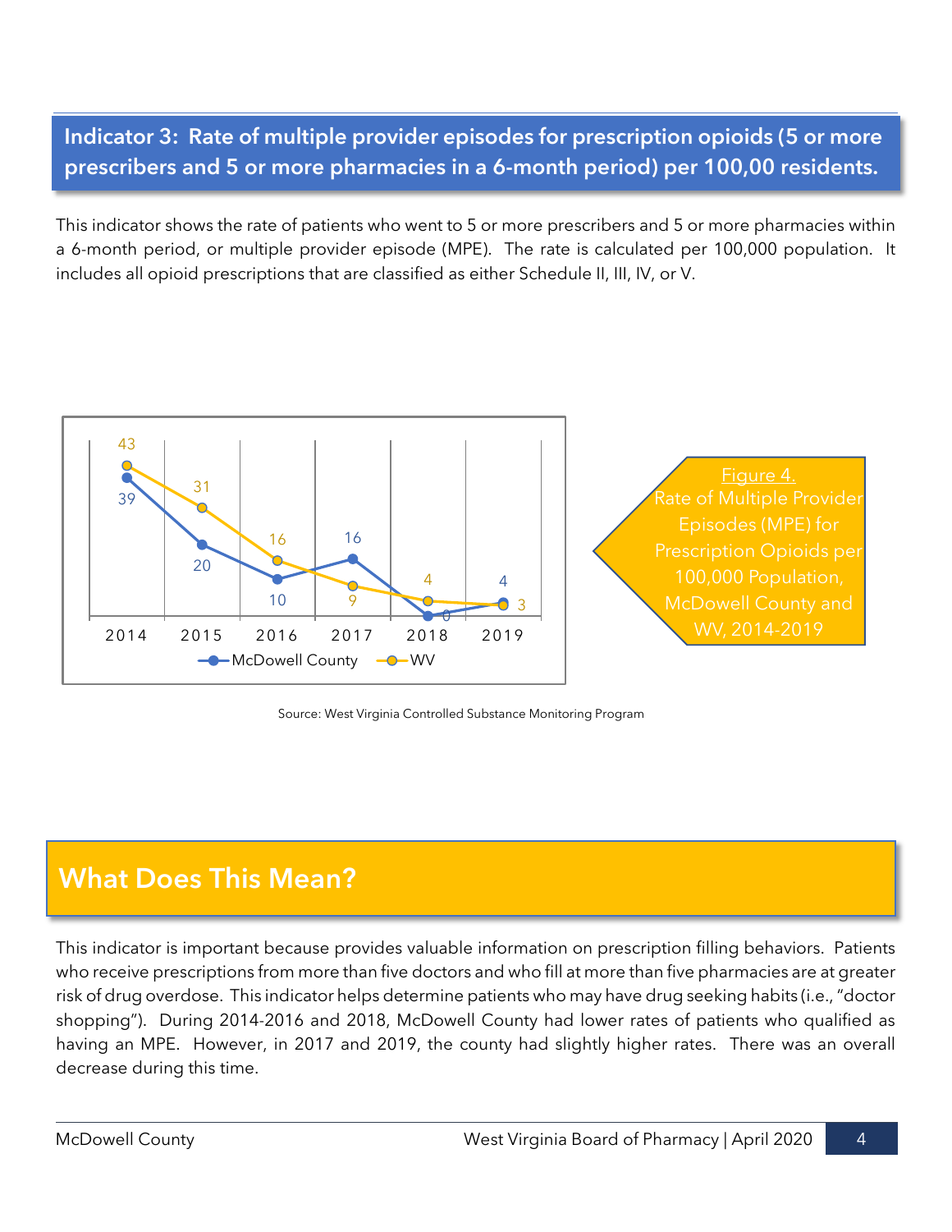## Indicator 3: Rate of multiple provider episodes for prescription opioids (5 or more prescribers and 5 or more pharmacies in a 6-month period) per 100,00 residents.

This indicator shows the rate of patients who went to 5 or more prescribers and 5 or more pharmacies within a 6-month period, or multiple provider episode (MPE). The rate is calculated per 100,000 population. It includes all opioid prescriptions that are classified as either Schedule II, III, IV, or V.

| Year | McDowell County | WV |
|---|---|---|
| 2014 | 39 | 43 |
| 2015 | 20 | 31 |
| 2016 | 10 | 16 |
| 2017 | 16 | 9 |
| 2018 | 0 | 4 |
| 2019 | 4 | 3 |

Figure 4.
Rate of Multiple Provider Episodes (MPE) for Prescription Opioids per 100,000 Population, McDowell County and WV, 2014-2019

Source: West Virginia Controlled Substance Monitoring Program

## What Does This Mean?

This indicator is important because provides valuable information on prescription filling behaviors. Patients who receive prescriptions from more than five doctors and who fill at more than five pharmacies are at greater risk of drug overdose. This indicator helps determine patients who may have drug seeking habits (i.e., "doctor shopping"). During 2014-2016 and 2018, McDowell County had lower rates of patients who qualified as having an MPE. However, in 2017 and 2019, the county had slightly higher rates. There was an overall decrease during this time.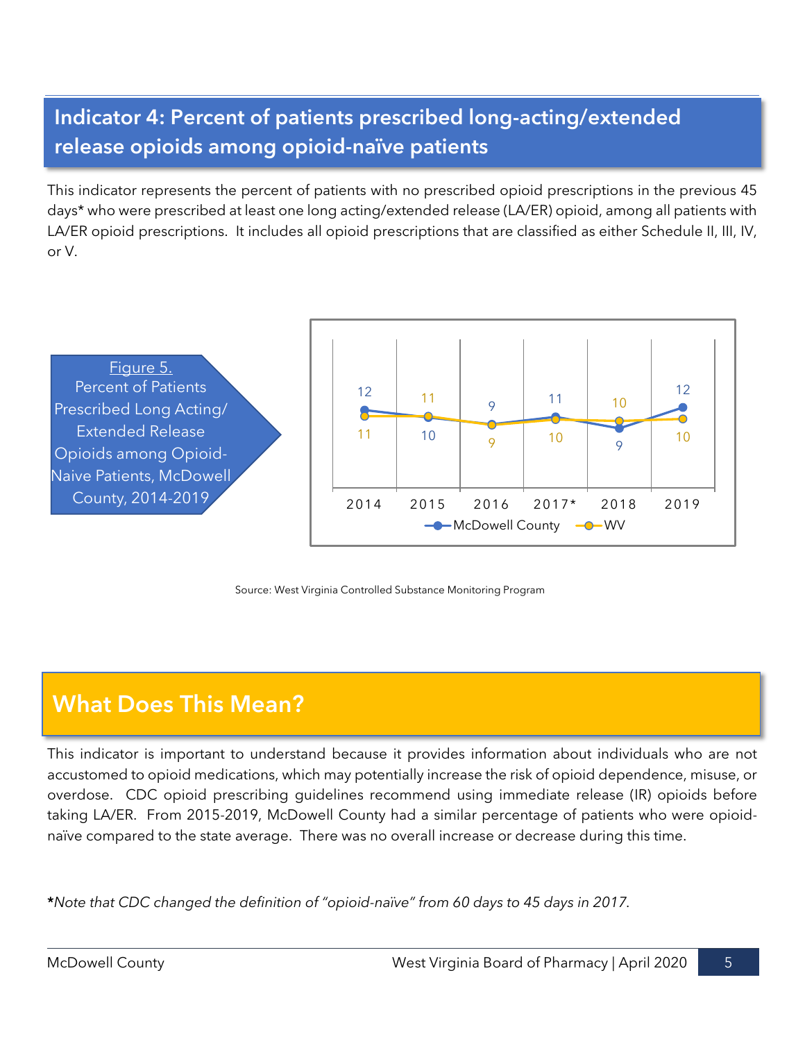## Indicator 4: Percent of patients prescribed long-acting/extended release opioids among opioid-naïve patients

This indicator represents the percent of patients with no prescribed opioid prescriptions in the previous 45 days* who were prescribed at least one long acting/extended release (LA/ER) opioid, among all patients with LA/ER opioid prescriptions. It includes all opioid prescriptions that are classified as either Schedule II, III, IV, or V.

Figure 5. Percent of Patients Prescribed Long Acting/ Extended Release Opioids among Opioid-Naive Patients, McDowell County, 2014-2019

| | 2014 | 2015 | 2016 | 2017* | 2018 | 2019 |
|---|---|---|---|---|---|---|
| McDowell County | 12 | 10 | 9 | 11 | 9 | 12 |
| WV | 11 | 11 | 9 | 10 | 10 | 10 |

Source: West Virginia Controlled Substance Monitoring Program

## What Does This Mean?

This indicator is important to understand because it provides information about individuals who are not accustomed to opioid medications, which may potentially increase the risk of opioid dependence, misuse, or overdose. CDC opioid prescribing guidelines recommend using immediate release (IR) opioids before taking LA/ER. From 2015-2019, McDowell County had a similar percentage of patients who were opioid-naïve compared to the state average. There was no overall increase or decrease during this time.

**\***\*Note that CDC changed the definition of "opioid-naïve" from 60 days to 45 days in 2017.*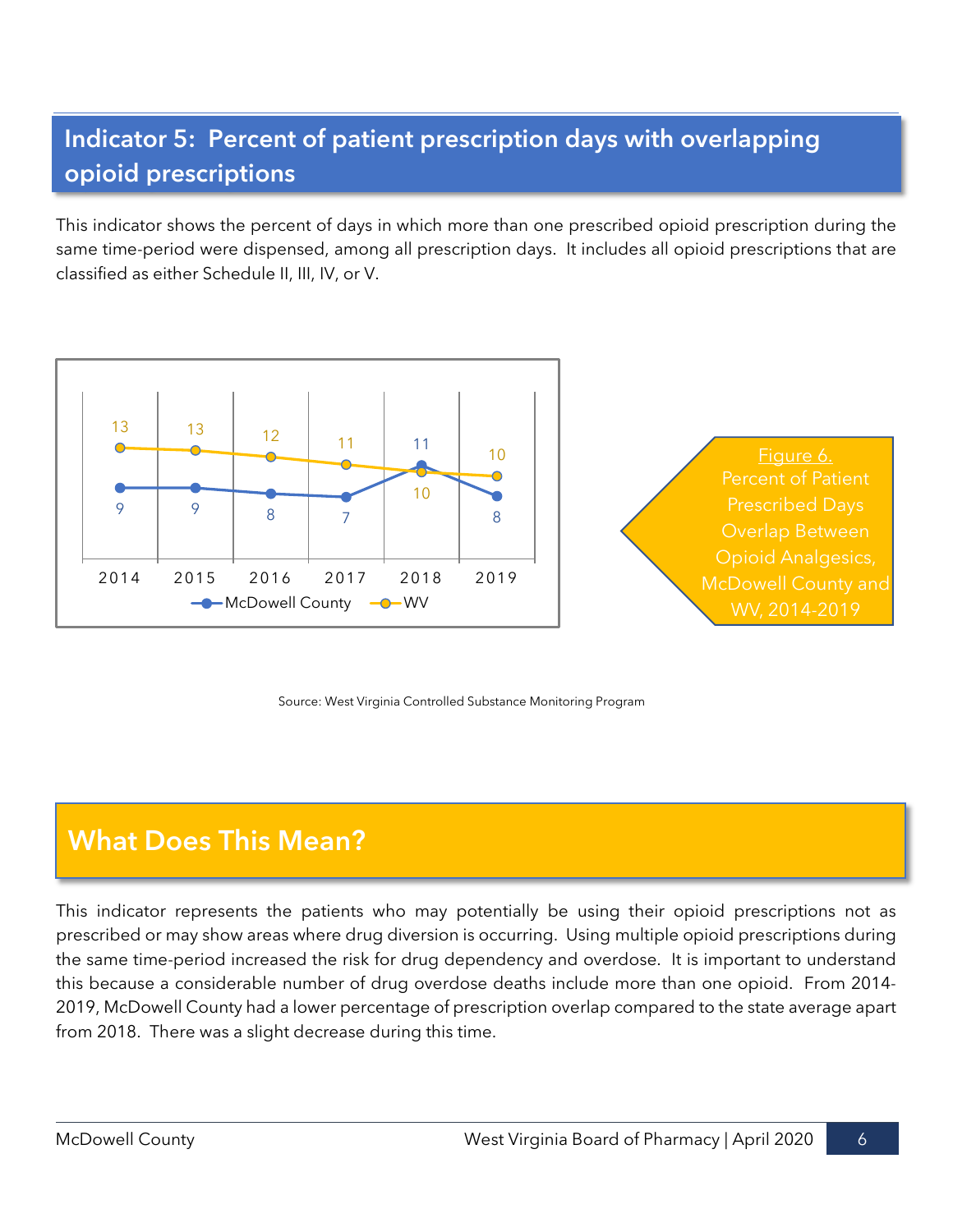## Indicator 5: Percent of patient prescription days with overlapping opioid prescriptions

This indicator shows the percent of days in which more than one prescribed opioid prescription during the same time-period were dispensed, among all prescription days. It includes all opioid prescriptions that are classified as either Schedule II, III, IV, or V.

| | 2014 | 2015 | 2016 | 2017 | 2018 | 2019 |
|---|---|---|---|---|---|---|
| McDowell County | 9 | 9 | 8 | 7 | 11 | 8 |
| WV | 13 | 13 | 12 | 11 | 10 | 10 |

Figure 6. Percent of Patient Prescribed Days Overlap Between Opioid Analgesics, McDowell County and WV, 2014-2019

Source: West Virginia Controlled Substance Monitoring Program

## What Does This Mean?

This indicator represents the patients who may potentially be using their opioid prescriptions not as prescribed or may show areas where drug diversion is occurring. Using multiple opioid prescriptions during the same time-period increased the risk for drug dependency and overdose. It is important to understand this because a considerable number of drug overdose deaths include more than one opioid. From 2014-2019, McDowell County had a lower percentage of prescription overlap compared to the state average apart from 2018. There was a slight decrease during this time.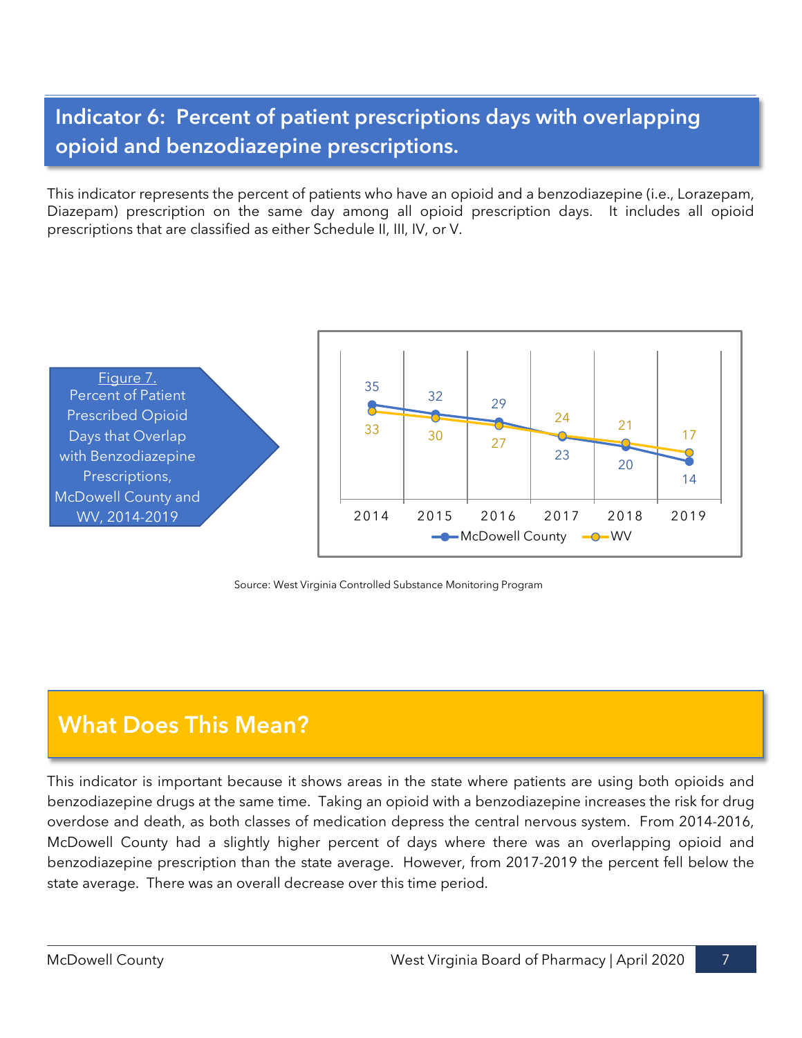## Indicator 6: Percent of patient prescriptions days with overlapping opioid and benzodiazepine prescriptions.

This indicator represents the percent of patients who have an opioid and a benzodiazepine (i.e., Lorazepam, Diazepam) prescription on the same day among all opioid prescription days. It includes all opioid prescriptions that are classified as either Schedule II, III, IV, or V.

Figure 7. Percent of Patient Prescribed Opioid Days that Overlap with Benzodiazepine Prescriptions, McDowell County and WV, 2014-2019

| | 2014 | 2015 | 2016 | 2017 | 2018 | 2019 |
|---|---|---|---|---|---|---|
| McDowell County | 35 | 32 | 29 | 23 | 20 | 14 |
| WV | 33 | 30 | 27 | 24 | 21 | 17 |

Source: West Virginia Controlled Substance Monitoring Program

## What Does This Mean?

This indicator is important because it shows areas in the state where patients are using both opioids and benzodiazepine drugs at the same time. Taking an opioid with a benzodiazepine increases the risk for drug overdose and death, as both classes of medication depress the central nervous system. From 2014-2016, McDowell County had a slightly higher percent of days where there was an overlapping opioid and benzodiazepine prescription than the state average. However, from 2017-2019 the percent fell below the state average. There was an overall decrease over this time period.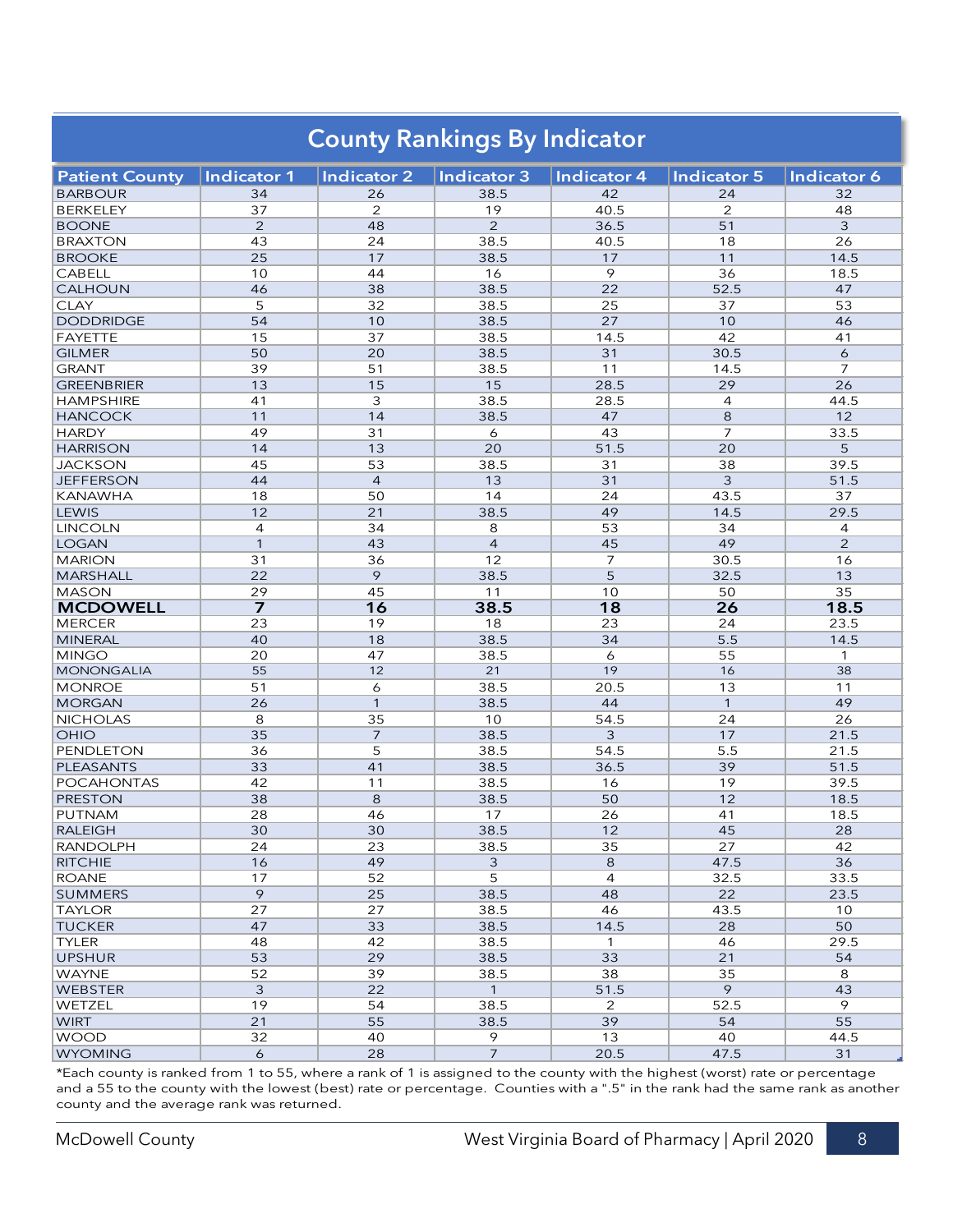# County Rankings By Indicator

| Patient County | Indicator 1 | Indicator 2 | Indicator 3 | Indicator 4 | Indicator 5 | Indicator 6 |
|---|---|---|---|---|---|---|
| BARBOUR | 34 | 26 | 38.5 | 42 | 24 | 32 |
| BERKELEY | 37 | 2 | 19 | 40.5 | 2 | 48 |
| BOONE | 2 | 48 | 2 | 36.5 | 51 | 3 |
| BRAXTON | 43 | 24 | 38.5 | 40.5 | 18 | 26 |
| BROOKE | 25 | 17 | 38.5 | 17 | 11 | 14.5 |
| CABELL | 10 | 44 | 16 | 9 | 36 | 18.5 |
| CALHOUN | 46 | 38 | 38.5 | 22 | 52.5 | 47 |
| CLAY | 5 | 32 | 38.5 | 25 | 37 | 53 |
| DODDRIDGE | 54 | 10 | 38.5 | 27 | 10 | 46 |
| FAYETTE | 15 | 37 | 38.5 | 14.5 | 42 | 41 |
| GILMER | 50 | 20 | 38.5 | 31 | 30.5 | 6 |
| GRANT | 39 | 51 | 38.5 | 11 | 14.5 | 7 |
| GREENBRIER | 13 | 15 | 15 | 28.5 | 29 | 26 |
| HAMPSHIRE | 41 | 3 | 38.5 | 28.5 | 4 | 44.5 |
| HANCOCK | 11 | 14 | 38.5 | 47 | 8 | 12 |
| HARDY | 49 | 31 | 6 | 43 | 7 | 33.5 |
| HARRISON | 14 | 13 | 20 | 51.5 | 20 | 5 |
| JACKSON | 45 | 53 | 38.5 | 31 | 38 | 39.5 |
| JEFFERSON | 44 | 4 | 13 | 31 | 3 | 51.5 |
| KANAWHA | 18 | 50 | 14 | 24 | 43.5 | 37 |
| LEWIS | 12 | 21 | 38.5 | 49 | 14.5 | 29.5 |
| LINCOLN | 4 | 34 | 8 | 53 | 34 | 4 |
| LOGAN | 1 | 43 | 4 | 45 | 49 | 2 |
| MARION | 31 | 36 | 12 | 7 | 30.5 | 16 |
| MARSHALL | 22 | 9 | 38.5 | 5 | 32.5 | 13 |
| MASON | 29 | 45 | 11 | 10 | 50 | 35 |
| **MCDOWELL** | **7** | **16** | **38.5** | **18** | **26** | **18.5** |
| MERCER | 23 | 19 | 18 | 23 | 24 | 23.5 |
| MINERAL | 40 | 18 | 38.5 | 34 | 5.5 | 14.5 |
| MINGO | 20 | 47 | 38.5 | 6 | 55 | 1 |
| MONONGALIA | 55 | 12 | 21 | 19 | 16 | 38 |
| MONROE | 51 | 6 | 38.5 | 20.5 | 13 | 11 |
| MORGAN | 26 | 1 | 38.5 | 44 | 1 | 49 |
| NICHOLAS | 8 | 35 | 10 | 54.5 | 24 | 26 |
| OHIO | 35 | 7 | 38.5 | 3 | 17 | 21.5 |
| PENDLETON | 36 | 5 | 38.5 | 54.5 | 5.5 | 21.5 |
| PLEASANTS | 33 | 41 | 38.5 | 36.5 | 39 | 51.5 |
| POCAHONTAS | 42 | 11 | 38.5 | 16 | 19 | 39.5 |
| PRESTON | 38 | 8 | 38.5 | 50 | 12 | 18.5 |
| PUTNAM | 28 | 46 | 17 | 26 | 41 | 18.5 |
| RALEIGH | 30 | 30 | 38.5 | 12 | 45 | 28 |
| RANDOLPH | 24 | 23 | 38.5 | 35 | 27 | 42 |
| RITCHIE | 16 | 49 | 3 | 8 | 47.5 | 36 |
| ROANE | 17 | 52 | 5 | 4 | 32.5 | 33.5 |
| SUMMERS | 9 | 25 | 38.5 | 48 | 22 | 23.5 |
| TAYLOR | 27 | 27 | 38.5 | 46 | 43.5 | 10 |
| TUCKER | 47 | 33 | 38.5 | 14.5 | 28 | 50 |
| TYLER | 48 | 42 | 38.5 | 1 | 46 | 29.5 |
| UPSHUR | 53 | 29 | 38.5 | 33 | 21 | 54 |
| WAYNE | 52 | 39 | 38.5 | 38 | 35 | 8 |
| WEBSTER | 3 | 22 | 1 | 51.5 | 9 | 43 |
| WETZEL | 19 | 54 | 38.5 | 2 | 52.5 | 9 |
| WIRT | 21 | 55 | 38.5 | 39 | 54 | 55 |
| WOOD | 32 | 40 | 9 | 13 | 40 | 44.5 |
| WYOMING | 6 | 28 | 7 | 20.5 | 47.5 | 31 |

*Each county is ranked from 1 to 55, where a rank of 1 is assigned to the county with the highest (worst) rate or percentage and a 55 to the county with the lowest (best) rate or percentage. Counties with a ".5" in the rank had the same rank as another county and the average rank was returned.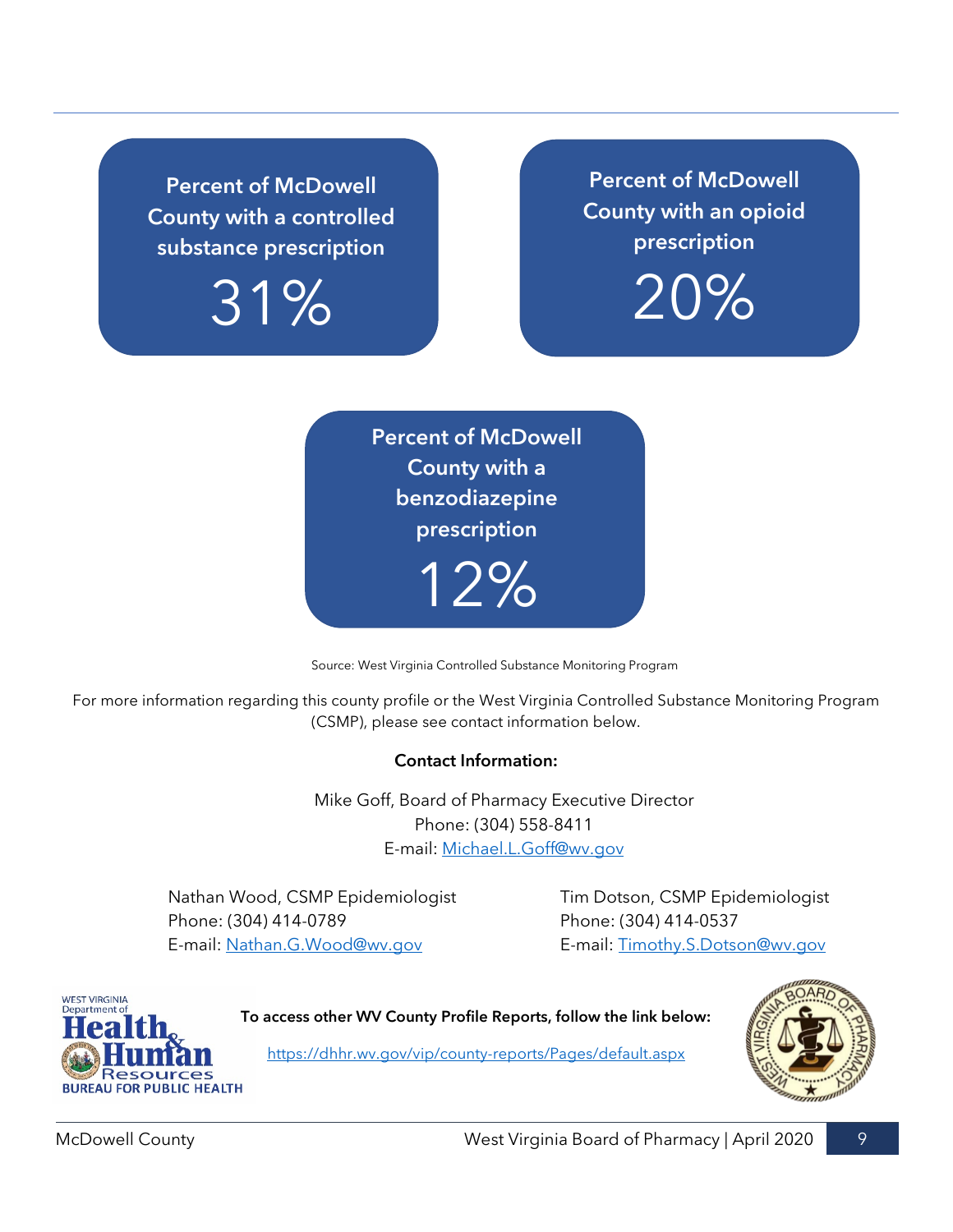**Percent of McDowell County with a controlled substance prescription**

31%

**Percent of McDowell County with an opioid prescription**

20%

**Percent of McDowell County with a benzodiazepine prescription**

12%

Source: West Virginia Controlled Substance Monitoring Program

For more information regarding this county profile or the West Virginia Controlled Substance Monitoring Program (CSMP), please see contact information below.

**Contact Information:**

Mike Goff, Board of Pharmacy Executive Director
Phone: (304) 558-8411
E-mail: Michael.L.Goff@wv.gov

Nathan Wood, CSMP Epidemiologist
Phone: (304) 414-0789
E-mail: Nathan.G.Wood@wv.gov

Tim Dotson, CSMP Epidemiologist
Phone: (304) 414-0537
E-mail: Timothy.S.Dotson@wv.gov

West Virginia Department of Health & Human Resources
BUREAU FOR PUBLIC HEALTH

**To access other WV County Profile Reports, follow the link below:**

https://dhhr.wv.gov/vip/county-reports/Pages/default.aspx